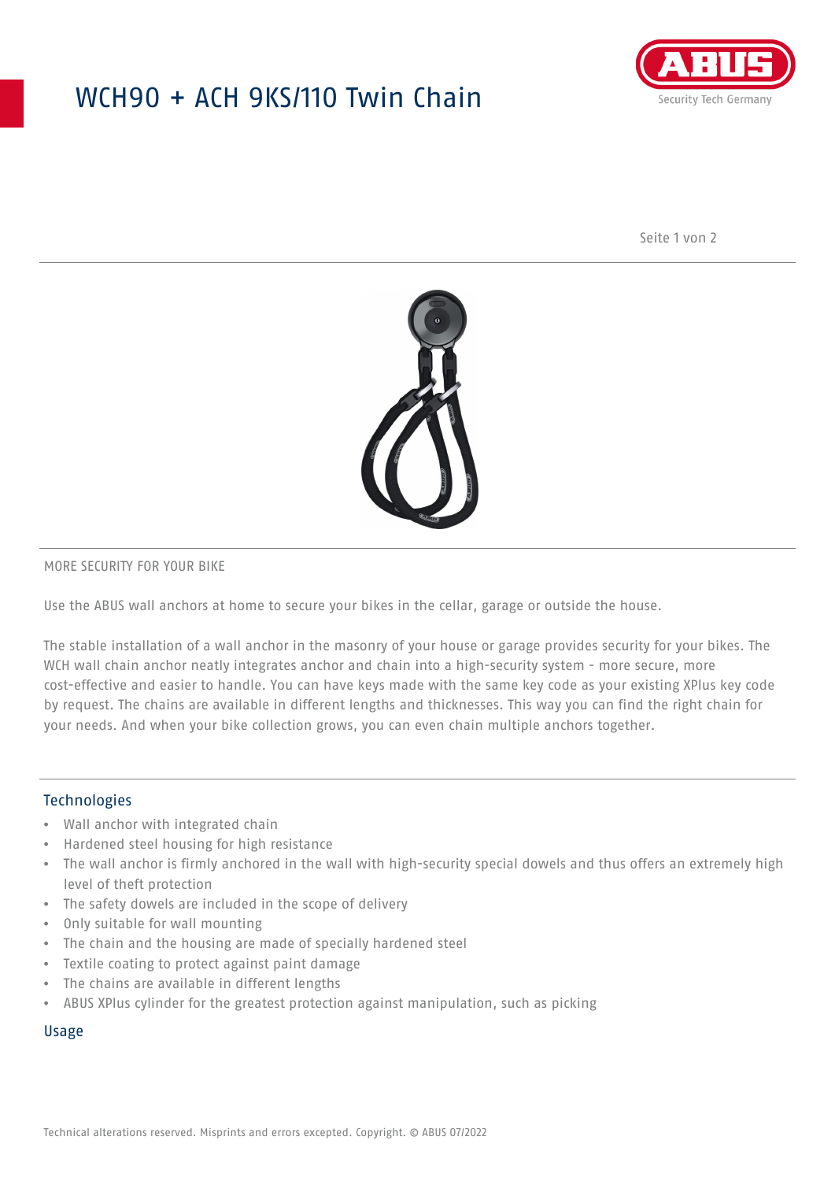# WCH90 + ACH 9KS/110 Twin Chain

MORE SECURITY FOR YOUR BIKE

Use the ABUS wall anchors at home to secure your bikes in the cellar, garage or outside the house.

The stable installation of a wall anchor in the masonry of your house or garage provides security for your bikes. The WCH wall chain anchor neatly integrates anchor and chain into a high-security system - more secure, more cost-effective and easier to handle. You can have keys made with the same key code as your existing XPlus key code by request. The chains are available in different lengths and thicknesses. This way you can find the right chain for your needs. And when your bike collection grows, you can even chain multiple anchors together.

## Technologies

- Wall anchor with integrated chain
- Hardened steel housing for high resistance
- The wall anchor is firmly anchored in the wall with high-security special dowels and thus offers an extremely high level of theft protection
- The safety dowels are included in the scope of delivery
- Only suitable for wall mounting
- The chain and the housing are made of specially hardened steel
- Textile coating to protect against paint damage
- The chains are available in different lengths
- ABUS XPlus cylinder for the greatest protection against manipulation, such as picking

## Usage

Technical alterations reserved. Misprints and errors excepted. Copyright. © ABUS 07/2022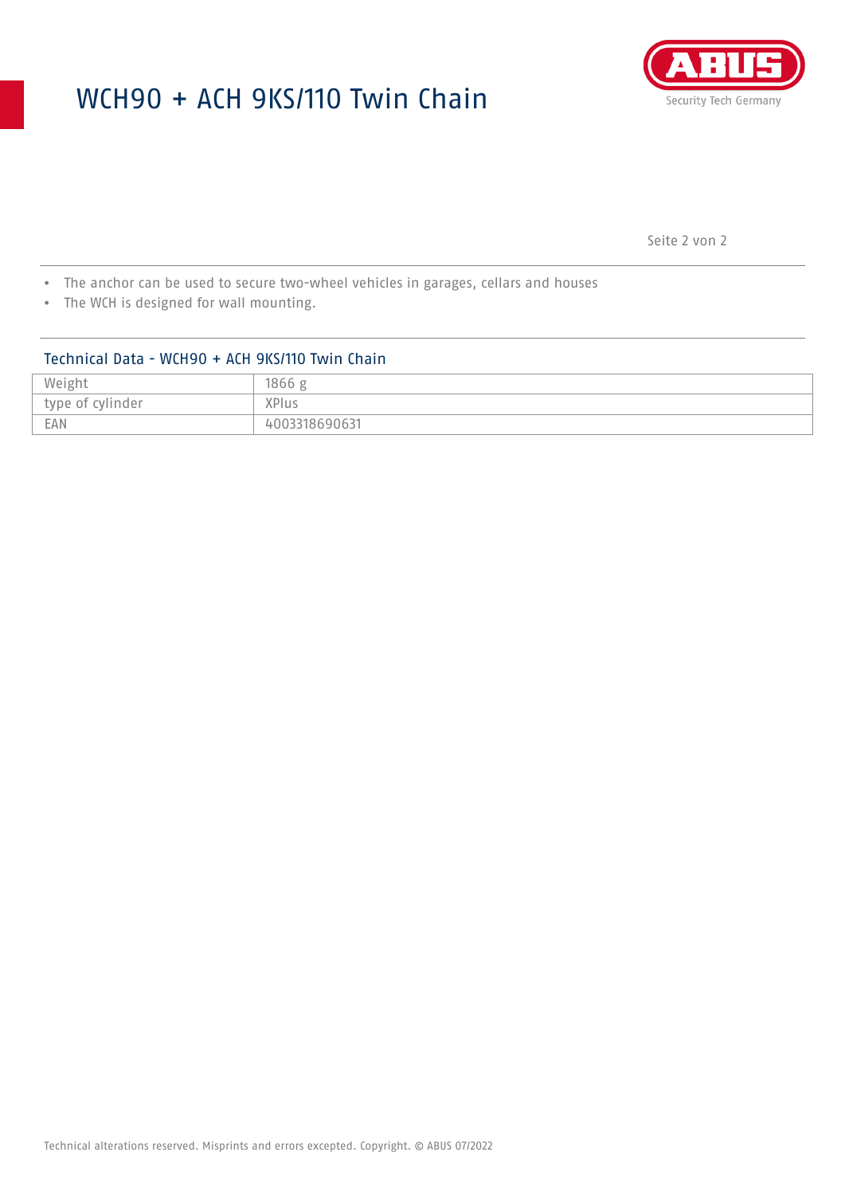- The anchor can be used to secure two-wheel vehicles in garages, cellars and houses
- The WCH is designed for wall mounting.

## Technical Data - WCH90 + ACH 9KS/110 Twin Chain

| | |
|---|---|
| Weight | 1866 g |
| type of cylinder | XPlus |
| EAN | 4003318690631 |

Technical alterations reserved. Misprints and errors excepted. Copyright. © ABUS 07/2022